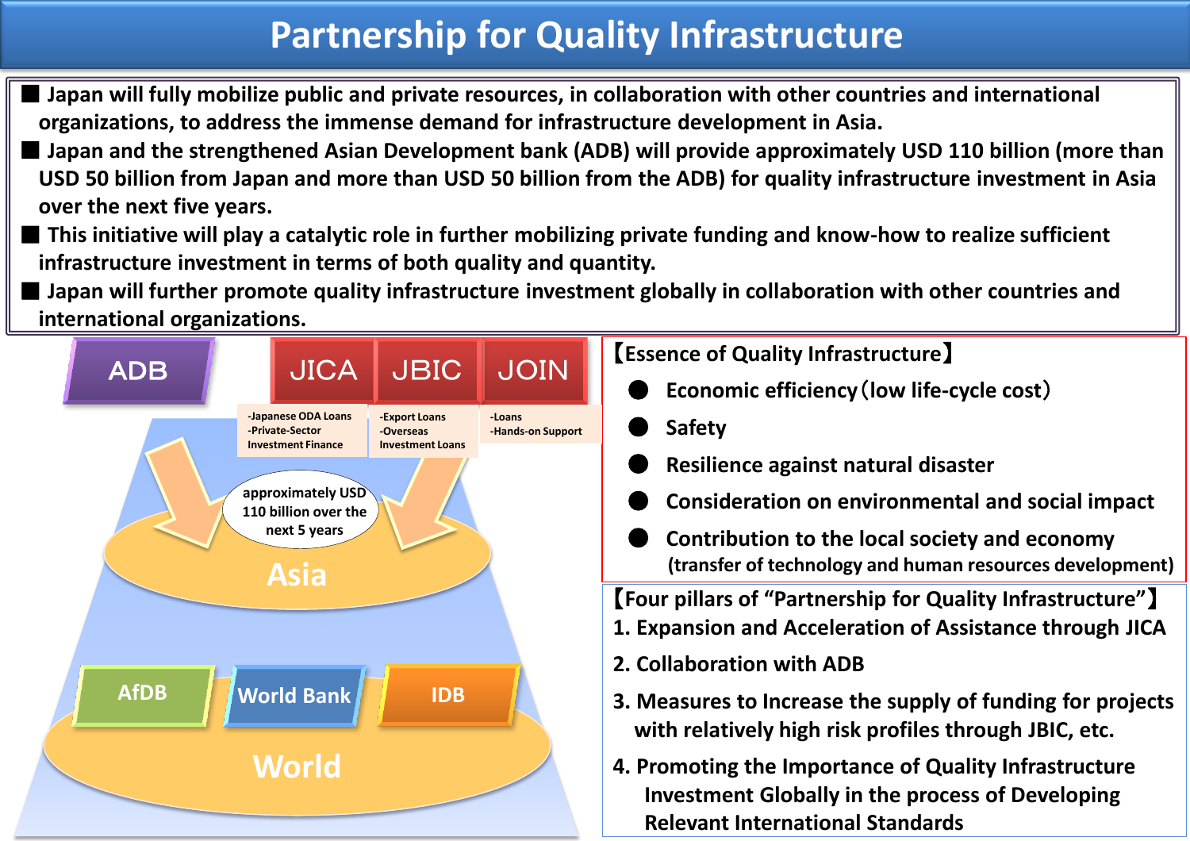# Partnership for Quality Infrastructure

■ Japan will fully mobilize public and private resources, in collaboration with other countries and international organizations, to address the immense demand for infrastructure development in Asia.

■ Japan and the strengthened Asian Development bank (ADB) will provide approximately USD 110 billion (more than USD 50 billion from Japan and more than USD 50 billion from the ADB) for quality infrastructure investment in Asia over the next five years.

■ This initiative will play a catalytic role in further mobilizing private funding and know-how to realize sufficient infrastructure investment in terms of both quality and quantity.

■ Japan will further promote quality infrastructure investment globally in collaboration with other countries and international organizations.

ADB

JICA
- -Japanese ODA Loans
- -Private-Sector Investment Finance

JBIC
- -Export Loans
- -Overseas Investment Loans

JOIN
- -Loans
- -Hands-on Support

approximately USD 110 billion over the next 5 years

Asia

AfDB | World Bank | IDB

World

## 【Essence of Quality Infrastructure】

- Economic efficiency（low life-cycle cost）
- Safety
- Resilience against natural disaster
- Consideration on environmental and social impact
- Contribution to the local society and economy (transfer of technology and human resources development)

## 【Four pillars of "Partnership for Quality Infrastructure"】

1. Expansion and Acceleration of Assistance through JICA
2. Collaboration with ADB
3. Measures to Increase the supply of funding for projects with relatively high risk profiles through JBIC, etc.
4. Promoting the Importance of Quality Infrastructure Investment Globally in the process of Developing Relevant International Standards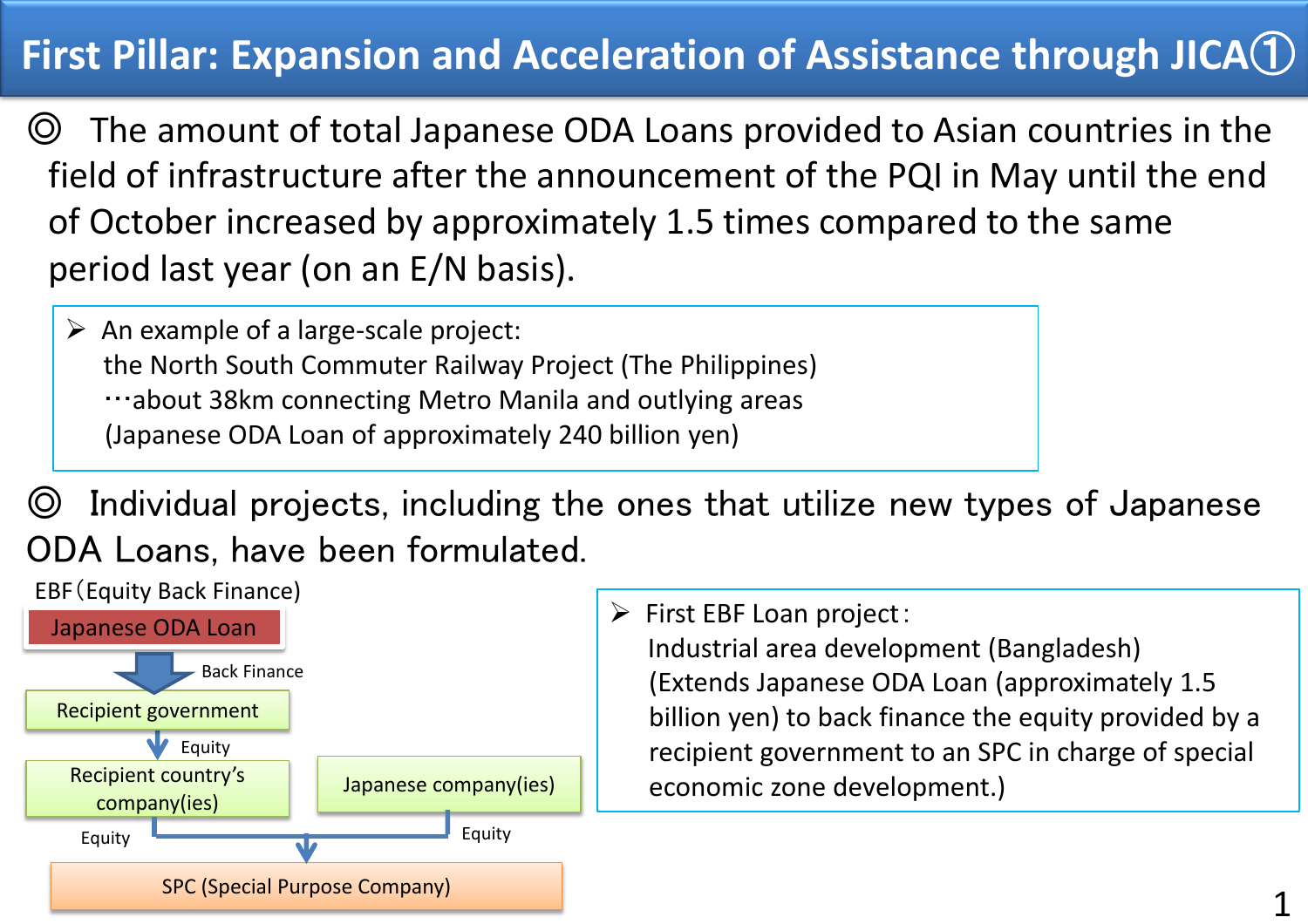# First Pillar: Expansion and Acceleration of Assistance through JICA①

◎ The amount of total Japanese ODA Loans provided to Asian countries in the field of infrastructure after the announcement of the PQI in May until the end of October increased by approximately 1.5 times compared to the same period last year (on an E/N basis).

> ➢ An example of a large-scale project:
> the North South Commuter Railway Project (The Philippines)
> …about 38km connecting Metro Manila and outlying areas
> (Japanese ODA Loan of approximately 240 billion yen)

◎ Individual projects, including the ones that utilize new types of Japanese ODA Loans, have been formulated.

EBF（Equity Back Finance)

- Japanese ODA Loan
  - ↓ Back Finance
- Recipient government
  - ↓ Equity
- Recipient country's company(ies) — Equity → SPC
- Japanese company(ies) — Equity → SPC
- SPC (Special Purpose Company)

> ➢ First EBF Loan project：
> Industrial area development (Bangladesh)
> (Extends Japanese ODA Loan (approximately 1.5 billion yen) to back finance the equity provided by a recipient government to an SPC in charge of special economic zone development.)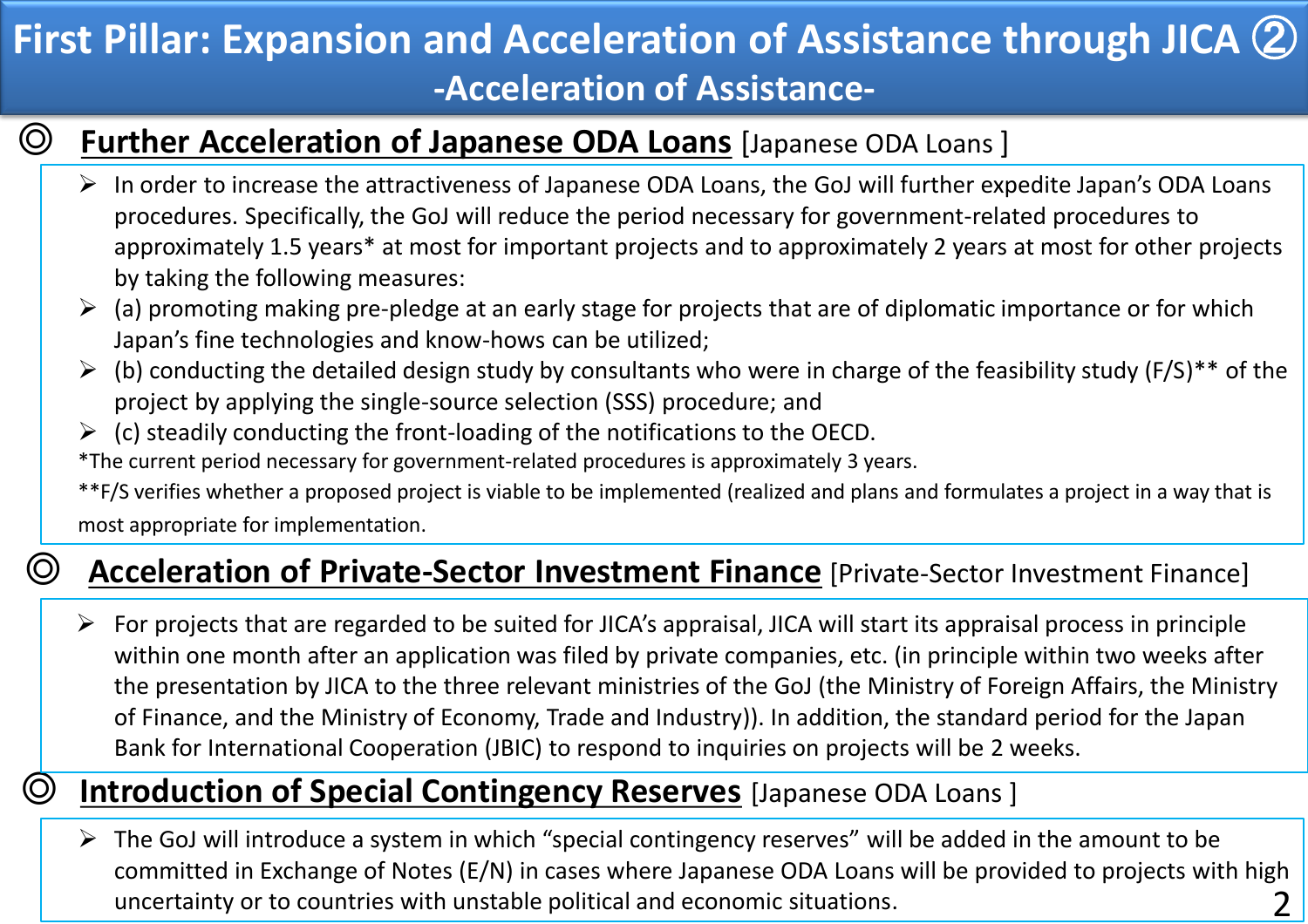# First Pillar: Expansion and Acceleration of Assistance through JICA ②

## -Acceleration of Assistance-

### ◎ Further Acceleration of Japanese ODA Loans [Japanese ODA Loans ]

- In order to increase the attractiveness of Japanese ODA Loans, the GoJ will further expedite Japan's ODA Loans procedures. Specifically, the GoJ will reduce the period necessary for government-related procedures to approximately 1.5 years* at most for important projects and to approximately 2 years at most for other projects by taking the following measures:
- (a) promoting making pre-pledge at an early stage for projects that are of diplomatic importance or for which Japan's fine technologies and know-hows can be utilized;
- (b) conducting the detailed design study by consultants who were in charge of the feasibility study (F/S)** of the project by applying the single-source selection (SSS) procedure; and
- (c) steadily conducting the front-loading of the notifications to the OECD.

*The current period necessary for government-related procedures is approximately 3 years.

**F/S verifies whether a proposed project is viable to be implemented (realized and plans and formulates a project in a way that is most appropriate for implementation.

### ◎ Acceleration of Private-Sector Investment Finance [Private-Sector Investment Finance]

- For projects that are regarded to be suited for JICA's appraisal, JICA will start its appraisal process in principle within one month after an application was filed by private companies, etc. (in principle within two weeks after the presentation by JICA to the three relevant ministries of the GoJ (the Ministry of Foreign Affairs, the Ministry of Finance, and the Ministry of Economy, Trade and Industry)). In addition, the standard period for the Japan Bank for International Cooperation (JBIC) to respond to inquiries on projects will be 2 weeks.

### ◎ Introduction of Special Contingency Reserves [Japanese ODA Loans ]

- The GoJ will introduce a system in which "special contingency reserves" will be added in the amount to be committed in Exchange of Notes (E/N) in cases where Japanese ODA Loans will be provided to projects with high uncertainty or to countries with unstable political and economic situations.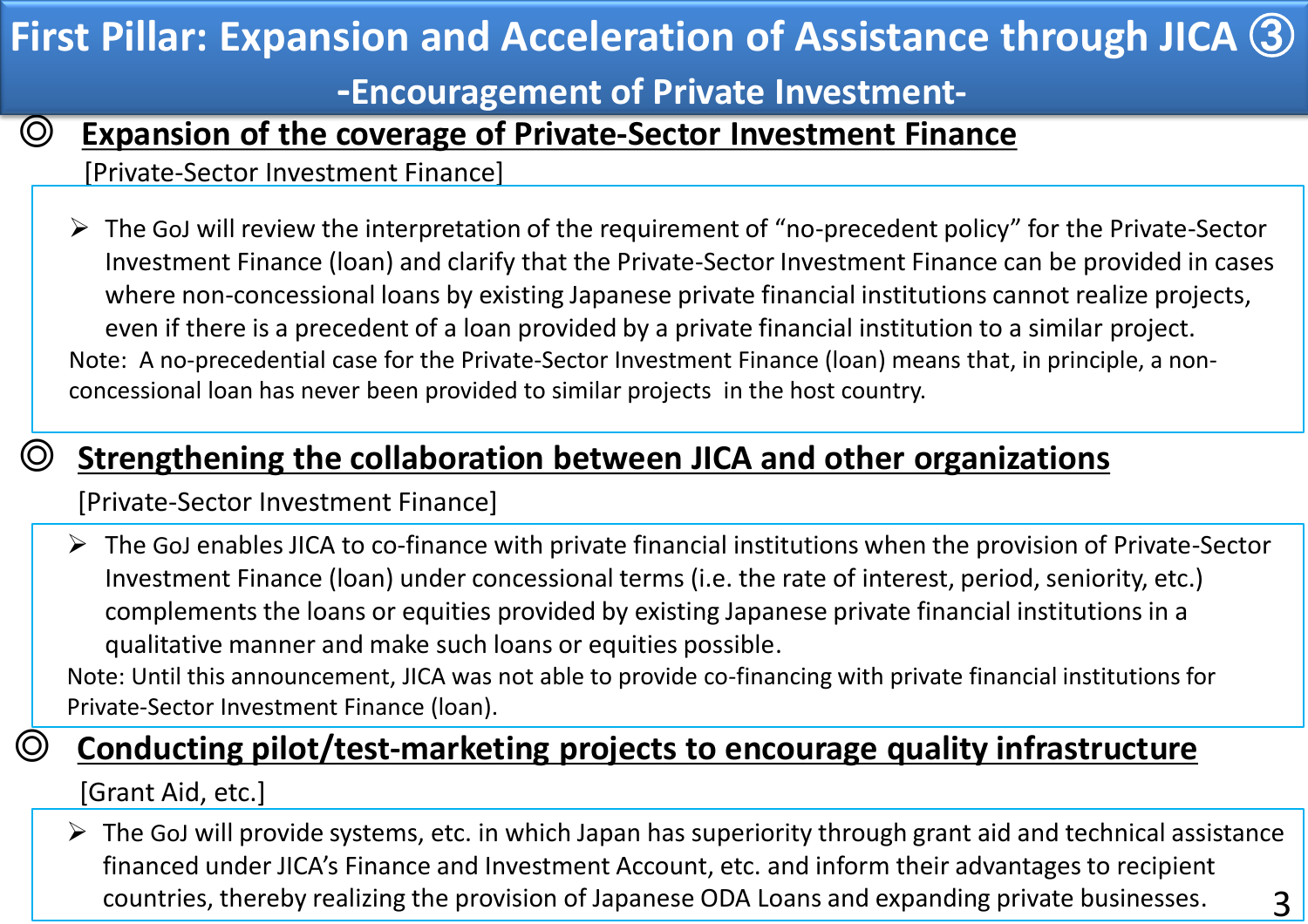# First Pillar: Expansion and Acceleration of Assistance through JICA ③

## -Encouragement of Private Investment-

### ◎ Expansion of the coverage of Private-Sector Investment Finance

[Private-Sector Investment Finance]

- The GoJ will review the interpretation of the requirement of "no-precedent policy" for the Private-Sector Investment Finance (loan) and clarify that the Private-Sector Investment Finance can be provided in cases where non-concessional loans by existing Japanese private financial institutions cannot realize projects, even if there is a precedent of a loan provided by a private financial institution to a similar project.

Note: A no-precedential case for the Private-Sector Investment Finance (loan) means that, in principle, a non-concessional loan has never been provided to similar projects in the host country.

### ◎ Strengthening the collaboration between JICA and other organizations

[Private-Sector Investment Finance]

- The GoJ enables JICA to co-finance with private financial institutions when the provision of Private-Sector Investment Finance (loan) under concessional terms (i.e. the rate of interest, period, seniority, etc.) complements the loans or equities provided by existing Japanese private financial institutions in a qualitative manner and make such loans or equities possible.

Note: Until this announcement, JICA was not able to provide co-financing with private financial institutions for Private-Sector Investment Finance (loan).

### ◎ Conducting pilot/test-marketing projects to encourage quality infrastructure

[Grant Aid, etc.]

- The GoJ will provide systems, etc. in which Japan has superiority through grant aid and technical assistance financed under JICA's Finance and Investment Account, etc. and inform their advantages to recipient countries, thereby realizing the provision of Japanese ODA Loans and expanding private businesses.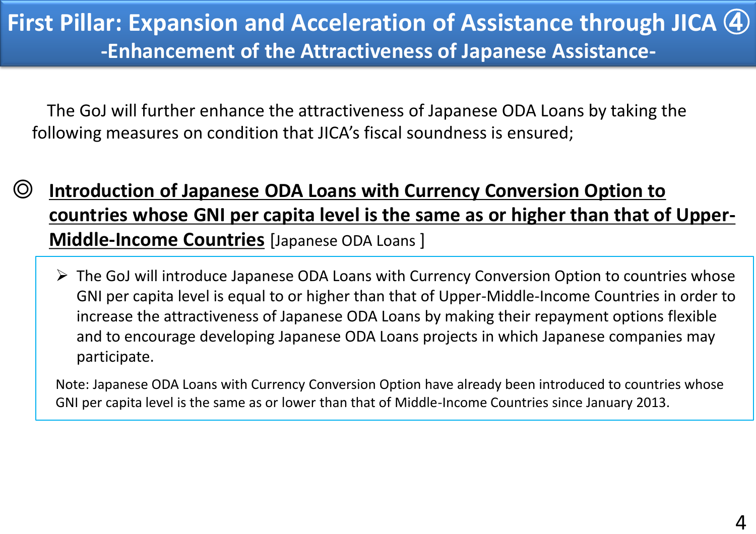# First Pillar: Expansion and Acceleration of Assistance through JICA ④

## -Enhancement of the Attractiveness of Japanese Assistance-

The GoJ will further enhance the attractiveness of Japanese ODA Loans by taking the following measures on condition that JICA's fiscal soundness is ensured;

◎ **Introduction of Japanese ODA Loans with Currency Conversion Option to countries whose GNI per capita level is the same as or higher than that of Upper-Middle-Income Countries** [Japanese ODA Loans ]

- The GoJ will introduce Japanese ODA Loans with Currency Conversion Option to countries whose GNI per capita level is equal to or higher than that of Upper-Middle-Income Countries in order to increase the attractiveness of Japanese ODA Loans by making their repayment options flexible and to encourage developing Japanese ODA Loans projects in which Japanese companies may participate.

Note: Japanese ODA Loans with Currency Conversion Option have already been introduced to countries whose GNI per capita level is the same as or lower than that of Middle-Income Countries since January 2013.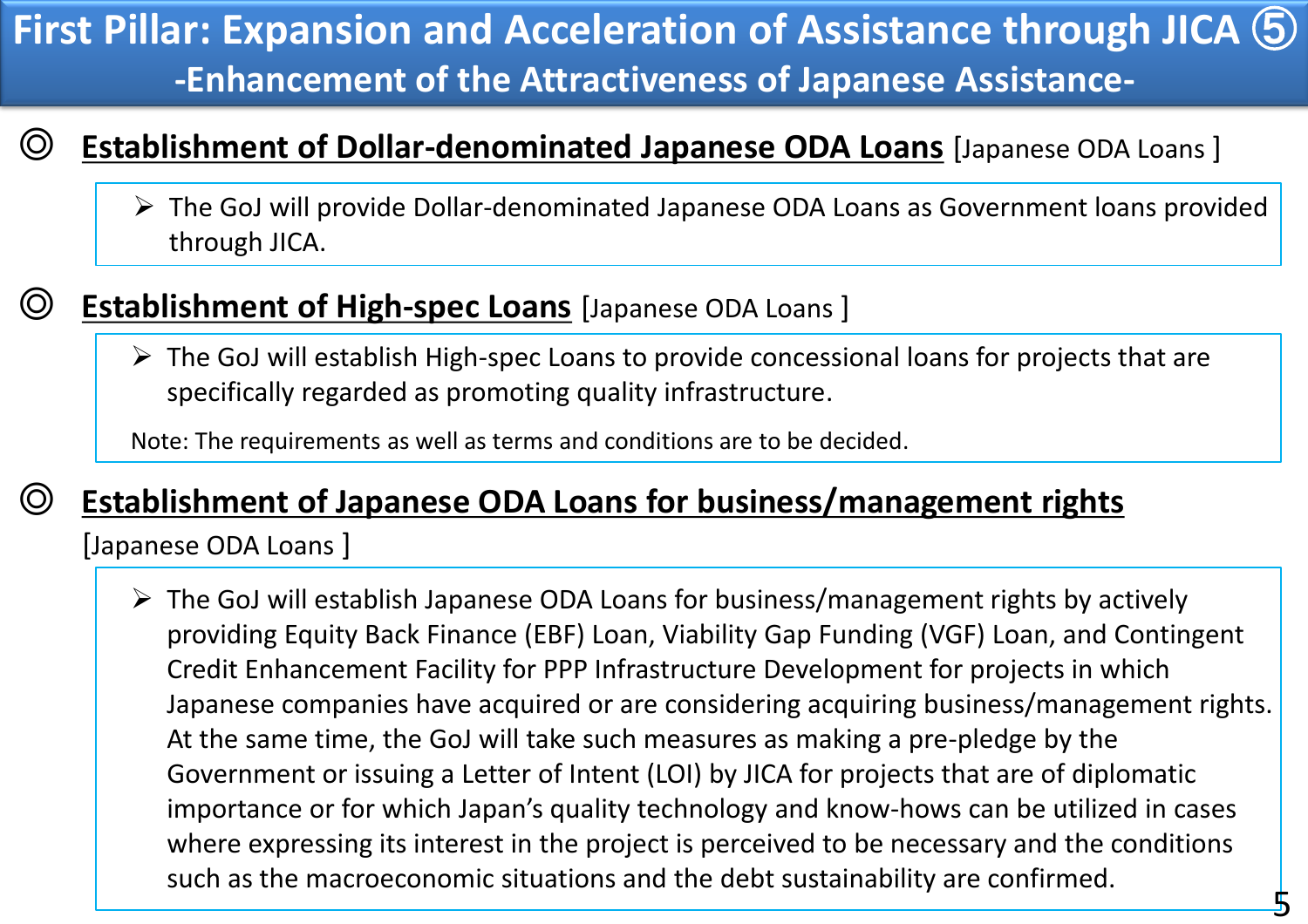# First Pillar: Expansion and Acceleration of Assistance through JICA ⑤
## -Enhancement of the Attractiveness of Japanese Assistance-

◎ **Establishment of Dollar-denominated Japanese ODA Loans** [Japanese ODA Loans ]

- The GoJ will provide Dollar-denominated Japanese ODA Loans as Government loans provided through JICA.

◎ **Establishment of High-spec Loans** [Japanese ODA Loans ]

- The GoJ will establish High-spec Loans to provide concessional loans for projects that are specifically regarded as promoting quality infrastructure.

Note: The requirements as well as terms and conditions are to be decided.

◎ **Establishment of Japanese ODA Loans for business/management rights** [Japanese ODA Loans ]

- The GoJ will establish Japanese ODA Loans for business/management rights by actively providing Equity Back Finance (EBF) Loan, Viability Gap Funding (VGF) Loan, and Contingent Credit Enhancement Facility for PPP Infrastructure Development for projects in which Japanese companies have acquired or are considering acquiring business/management rights. At the same time, the GoJ will take such measures as making a pre-pledge by the Government or issuing a Letter of Intent (LOI) by JICA for projects that are of diplomatic importance or for which Japan's quality technology and know-hows can be utilized in cases where expressing its interest in the project is perceived to be necessary and the conditions such as the macroeconomic situations and the debt sustainability are confirmed.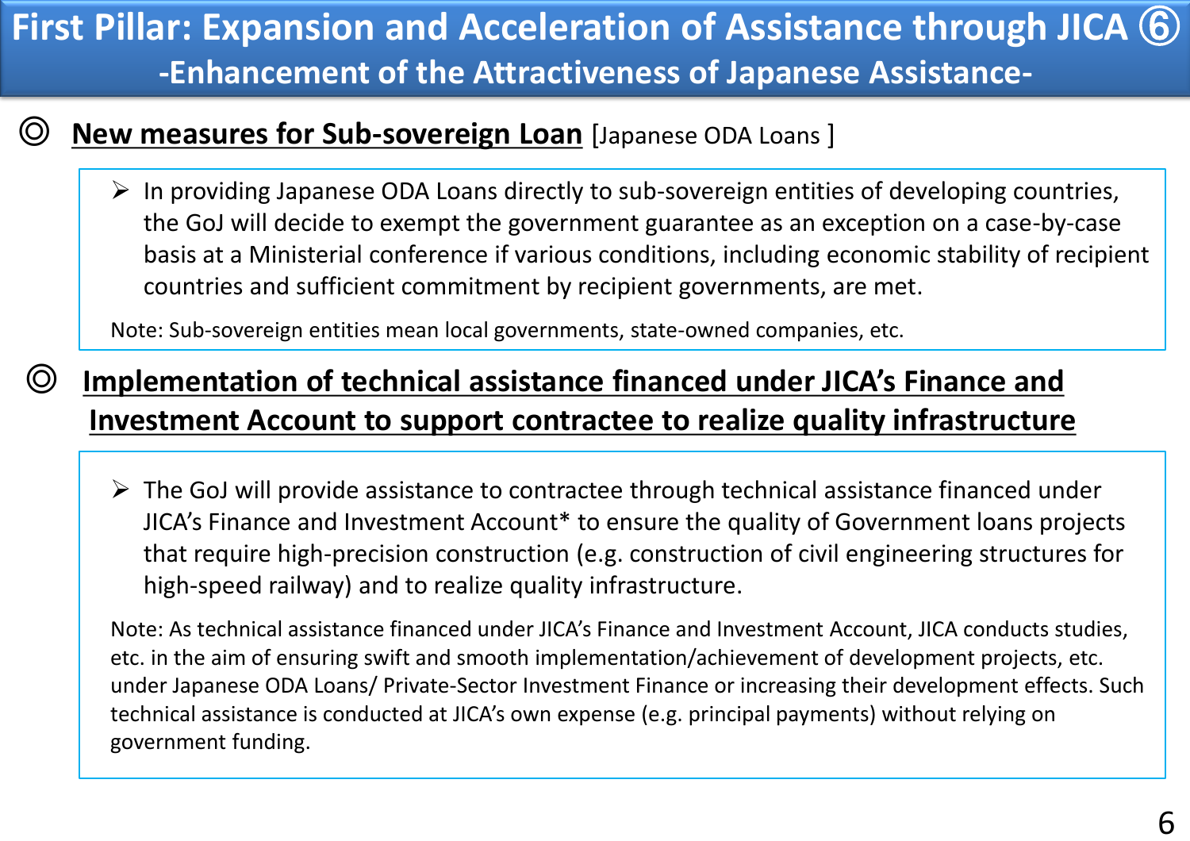# First Pillar: Expansion and Acceleration of Assistance through JICA ⑥
## -Enhancement of the Attractiveness of Japanese Assistance-

◎ **New measures for Sub-sovereign Loan** [Japanese ODA Loans ]

- In providing Japanese ODA Loans directly to sub-sovereign entities of developing countries, the GoJ will decide to exempt the government guarantee as an exception on a case-by-case basis at a Ministerial conference if various conditions, including economic stability of recipient countries and sufficient commitment by recipient governments, are met.

Note: Sub-sovereign entities mean local governments, state-owned companies, etc.

◎ **Implementation of technical assistance financed under JICA's Finance and Investment Account to support contractee to realize quality infrastructure**

- The GoJ will provide assistance to contractee through technical assistance financed under JICA's Finance and Investment Account* to ensure the quality of Government loans projects that require high-precision construction (e.g. construction of civil engineering structures for high-speed railway) and to realize quality infrastructure.

Note: As technical assistance financed under JICA's Finance and Investment Account, JICA conducts studies, etc. in the aim of ensuring swift and smooth implementation/achievement of development projects, etc. under Japanese ODA Loans/ Private-Sector Investment Finance or increasing their development effects. Such technical assistance is conducted at JICA's own expense (e.g. principal payments) without relying on government funding.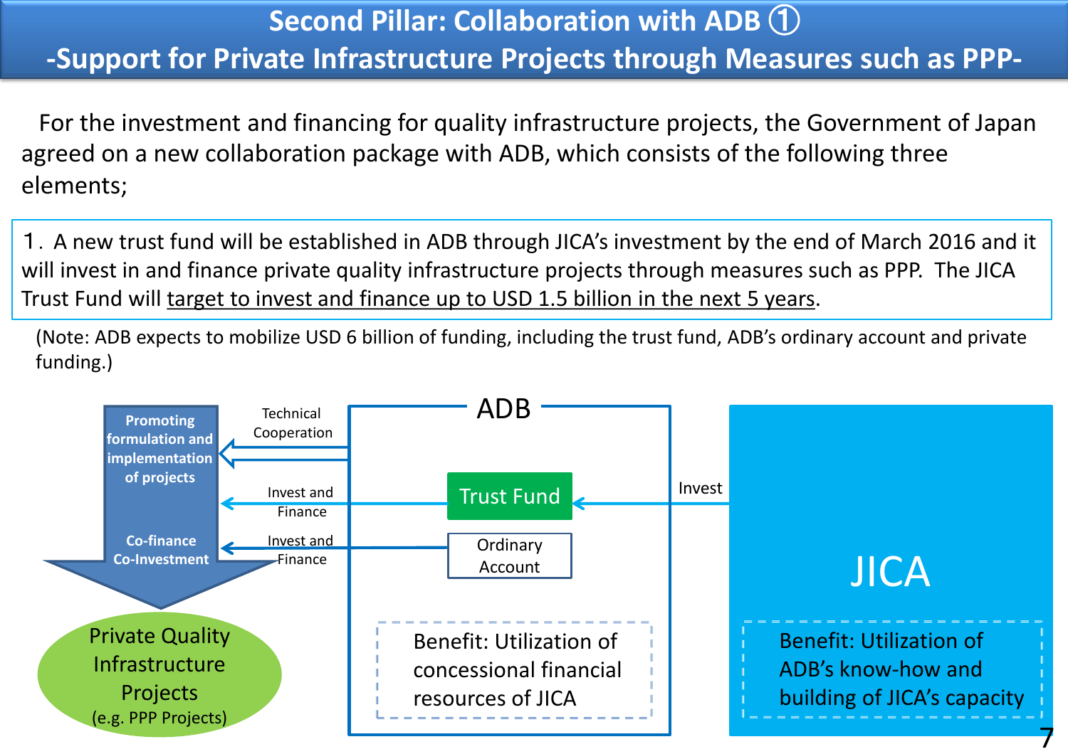# Second Pillar: Collaboration with ADB ①
## -Support for Private Infrastructure Projects through Measures such as PPP-

For the investment and financing for quality infrastructure projects, the Government of Japan agreed on a new collaboration package with ADB, which consists of the following three elements;

1. A new trust fund will be established in ADB through JICA's investment by the end of March 2016 and it will invest in and finance private quality infrastructure projects through measures such as PPP. The JICA Trust Fund will target to invest and finance up to USD 1.5 billion in the next 5 years.

(Note: ADB expects to mobilize USD 6 billion of funding, including the trust fund, ADB's ordinary account and private funding.)

**Promoting formulation and implementation of projects**

Technical Cooperation

Invest and Finance

**Co-finance Co-Investment**

Invest and Finance

Private Quality Infrastructure Projects (e.g. PPP Projects)

ADB

Trust Fund

Ordinary Account

Benefit: Utilization of concessional financial resources of JICA

Invest

JICA

Benefit: Utilization of ADB's know-how and building of JICA's capacity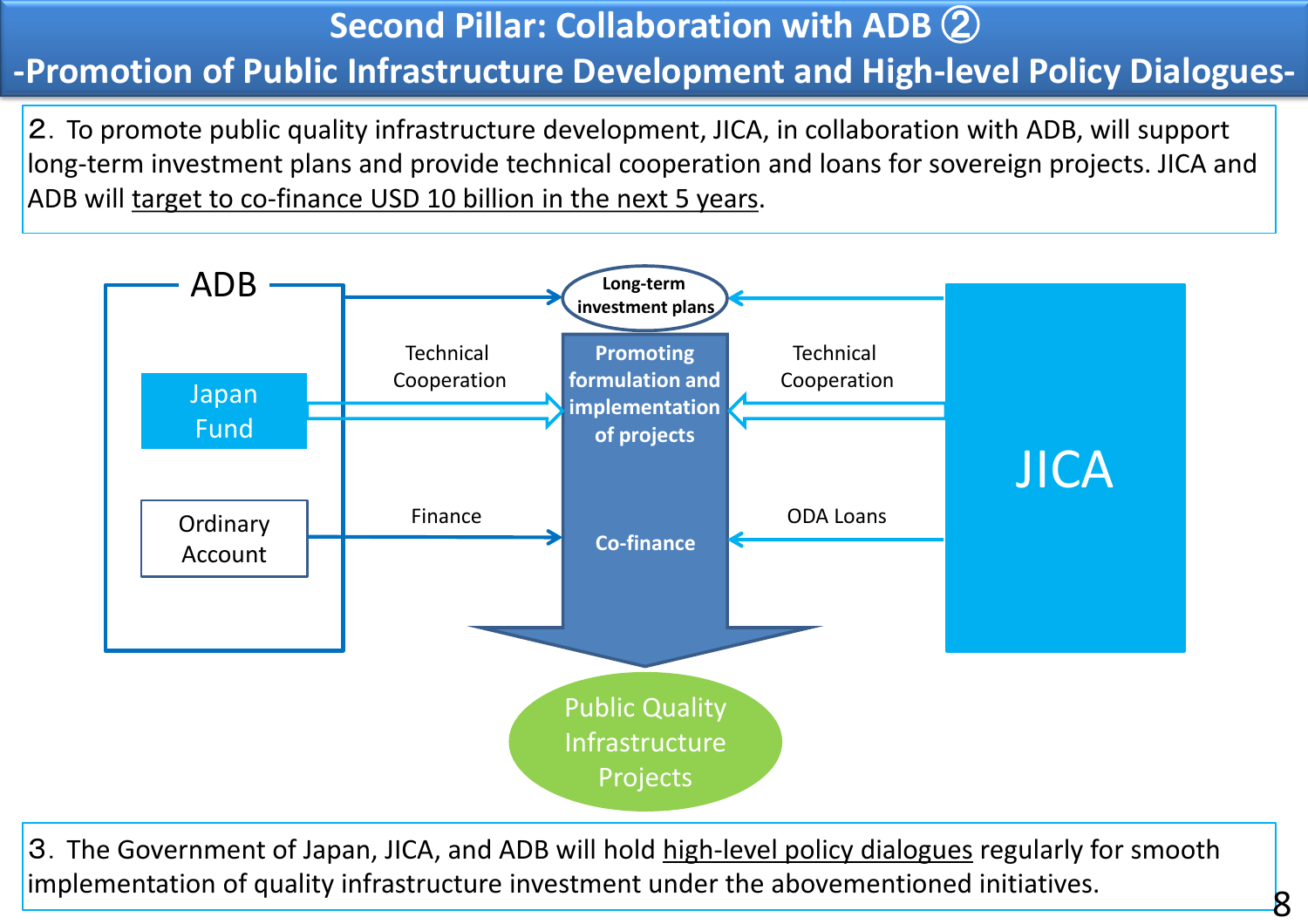# Second Pillar: Collaboration with ADB ②

## -Promotion of Public Infrastructure Development and High-level Policy Dialogues-

２. To promote public quality infrastructure development, JICA, in collaboration with ADB, will support long-term investment plans and provide technical cooperation and loans for sovereign projects. JICA and ADB will target to co-finance USD 10 billion in the next 5 years.

ADB

Japan Fund

Ordinary Account

Technical Cooperation

Finance

Long-term investment plans

**Promoting formulation and implementation of projects**

**Co-finance**

Technical Cooperation

ODA Loans

JICA

Public Quality Infrastructure Projects

３. The Government of Japan, JICA, and ADB will hold high-level policy dialogues regularly for smooth implementation of quality infrastructure investment under the abovementioned initiatives.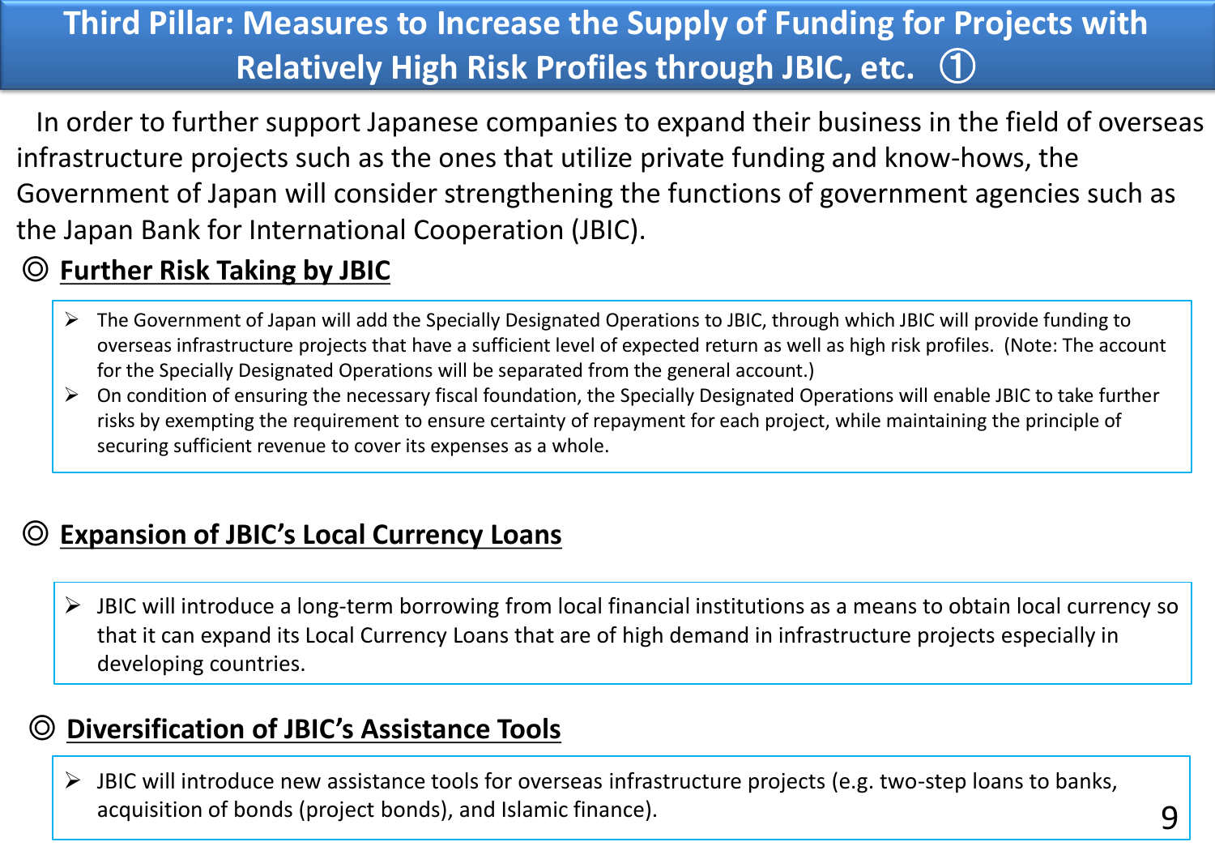# Third Pillar: Measures to Increase the Supply of Funding for Projects with Relatively High Risk Profiles through JBIC, etc. ①

In order to further support Japanese companies to expand their business in the field of overseas infrastructure projects such as the ones that utilize private funding and know-hows, the Government of Japan will consider strengthening the functions of government agencies such as the Japan Bank for International Cooperation (JBIC).

## ◎ Further Risk Taking by JBIC

- The Government of Japan will add the Specially Designated Operations to JBIC, through which JBIC will provide funding to overseas infrastructure projects that have a sufficient level of expected return as well as high risk profiles. (Note: The account for the Specially Designated Operations will be separated from the general account.)
- On condition of ensuring the necessary fiscal foundation, the Specially Designated Operations will enable JBIC to take further risks by exempting the requirement to ensure certainty of repayment for each project, while maintaining the principle of securing sufficient revenue to cover its expenses as a whole.

## ◎ Expansion of JBIC's Local Currency Loans

- JBIC will introduce a long-term borrowing from local financial institutions as a means to obtain local currency so that it can expand its Local Currency Loans that are of high demand in infrastructure projects especially in developing countries.

## ◎ Diversification of JBIC's Assistance Tools

- JBIC will introduce new assistance tools for overseas infrastructure projects (e.g. two-step loans to banks, acquisition of bonds (project bonds), and Islamic finance).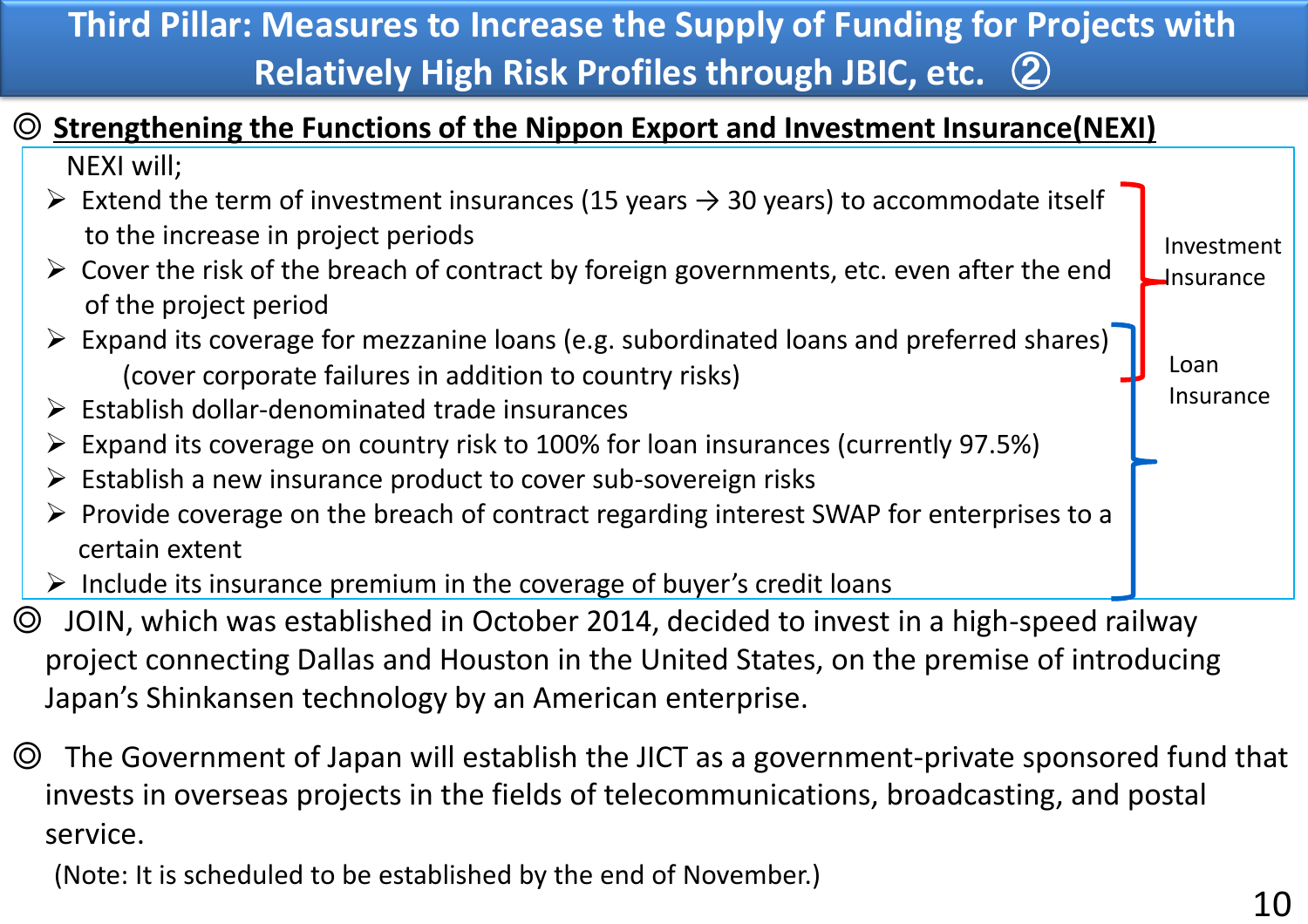# Third Pillar: Measures to Increase the Supply of Funding for Projects with Relatively High Risk Profiles through JBIC, etc. ②

◎ **Strengthening the Functions of the Nippon Export and Investment Insurance(NEXI)**

NEXI will;

- Extend the term of investment insurances (15 years → 30 years) to accommodate itself to the increase in project periods
- Cover the risk of the breach of contract by foreign governments, etc. even after the end of the project period
- Expand its coverage for mezzanine loans (e.g. subordinated loans and preferred shares) (cover corporate failures in addition to country risks)
- Establish dollar-denominated trade insurances
- Expand its coverage on country risk to 100% for loan insurances (currently 97.5%)
- Establish a new insurance product to cover sub-sovereign risks
- Provide coverage on the breach of contract regarding interest SWAP for enterprises to a certain extent
- Include its insurance premium in the coverage of buyer's credit loans

(Investment Insurance: first three items; Loan Insurance: third item through last item)

◎ JOIN, which was established in October 2014, decided to invest in a high-speed railway project connecting Dallas and Houston in the United States, on the premise of introducing Japan's Shinkansen technology by an American enterprise.

◎ The Government of Japan will establish the JICT as a government-private sponsored fund that invests in overseas projects in the fields of telecommunications, broadcasting, and postal service.

(Note: It is scheduled to be established by the end of November.)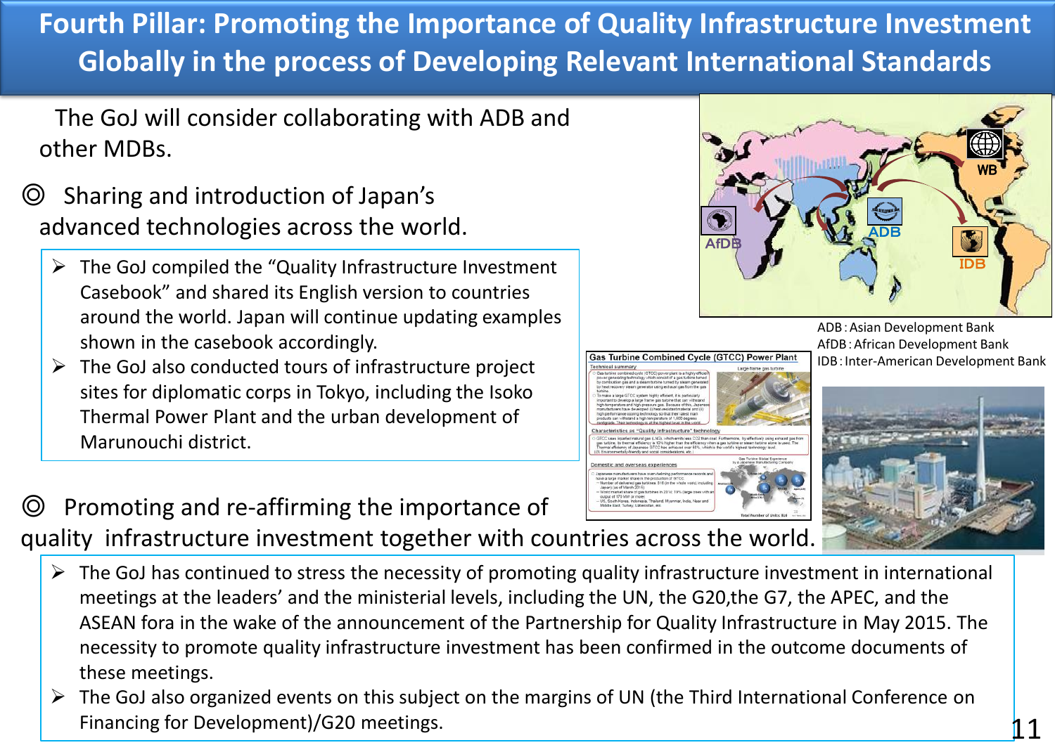# Fourth Pillar: Promoting the Importance of Quality Infrastructure Investment Globally in the process of Developing Relevant International Standards

The GoJ will consider collaborating with ADB and other MDBs.

ADB : Asian Development Bank
AfDB : African Development Bank
IDB : Inter-American Development Bank

## ◎ Sharing and introduction of Japan's advanced technologies across the world.

- The GoJ compiled the "Quality Infrastructure Investment Casebook" and shared its English version to countries around the world. Japan will continue updating examples shown in the casebook accordingly.
- The GoJ also conducted tours of infrastructure project sites for diplomatic corps in Tokyo, including the Isoko Thermal Power Plant and the urban development of Marunouchi district.

## ◎ Promoting and re-affirming the importance of quality infrastructure investment together with countries across the world.

- The GoJ has continued to stress the necessity of promoting quality infrastructure investment in international meetings at the leaders' and the ministerial levels, including the UN, the G20, the G7, the APEC, and the ASEAN fora in the wake of the announcement of the Partnership for Quality Infrastructure in May 2015. The necessity to promote quality infrastructure investment has been confirmed in the outcome documents of these meetings.
- The GoJ also organized events on this subject on the margins of UN (the Third International Conference on Financing for Development)/G20 meetings.